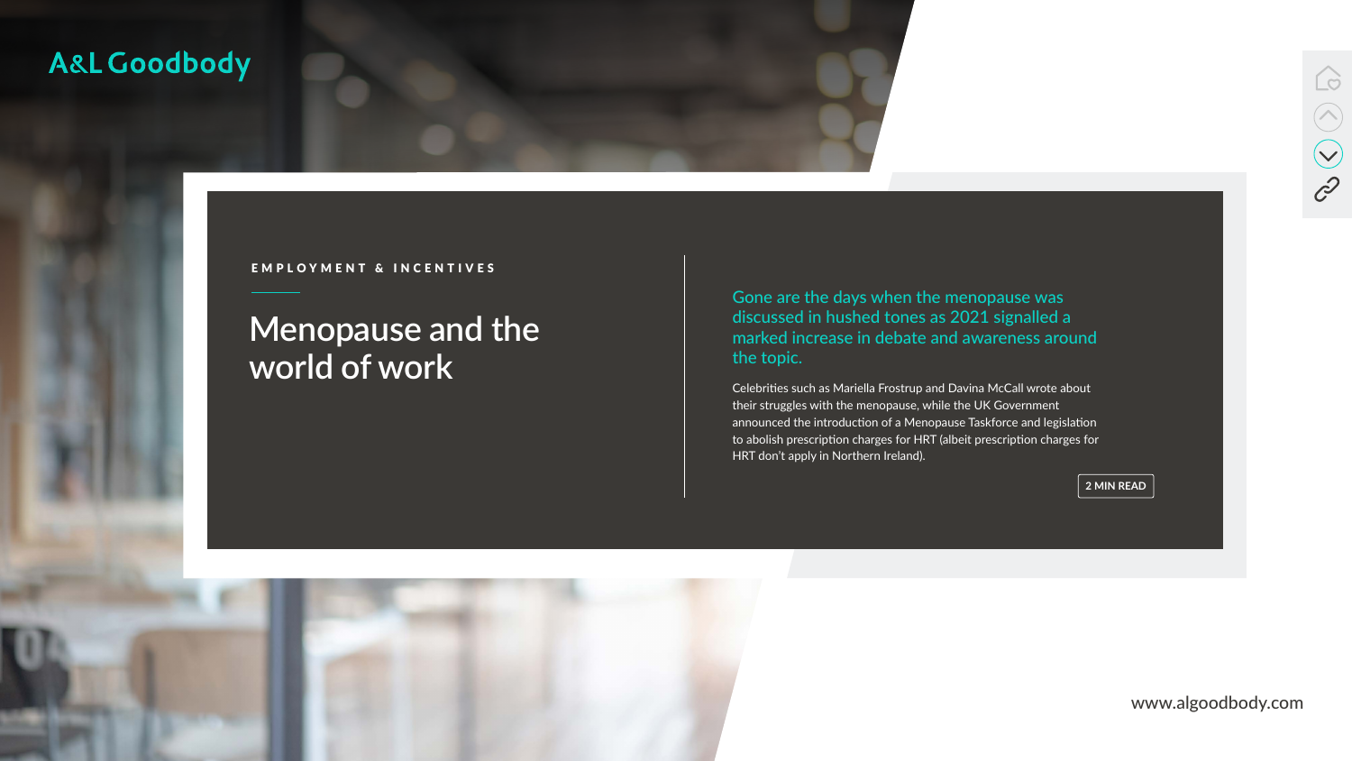A&L Goodbody

EMPLOYMENT & INCENTIVES

# Menopause and the world of work

**Gone are the days when the menopause was discussed in hushed tones as 2021 signalled a marked increase in debate and awareness around the topic.**

Celebrities such as Mariella Frostrup and Davina McCall wrote about their struggles with the menopause, while the UK Government announced the introduction of a Menopause Taskforce and legislation to abolish prescription charges for HRT (albeit prescription charges for HRT don't apply in Northern Ireland).

2 MIN READ

www.algoodbody.com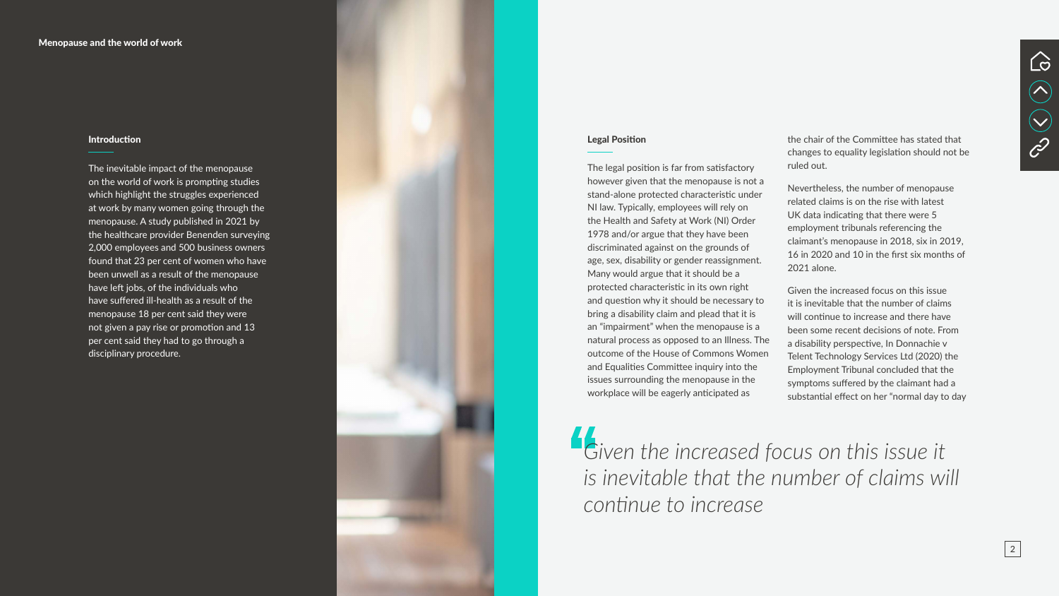## Introduction

The inevitable impact of the menopause on the world of work is prompting studies which highlight the struggles experienced at work by many women going through the menopause. A study published in 2021 by the healthcare provider Benenden surveying 2,000 employees and 500 business owners found that 23 per cent of women who have been unwell as a result of the menopause have left jobs, of the individuals who have suffered ill-health as a result of the menopause 18 per cent said they were not given a pay rise or promotion and 13 per cent said they had to go through a disciplinary procedure.

## Legal Position

The legal position is far from satisfactory however given that the menopause is not a stand-alone protected characteristic under NI law. Typically, employees will rely on the Health and Safety at Work (NI) Order 1978 and/or argue that they have been discriminated against on the grounds of age, sex, disability or gender reassignment. Many would argue that it should be a protected characteristic in its own right and question why it should be necessary to bring a disability claim and plead that it is an "impairment" when the menopause is a natural process as opposed to an Illness. The outcome of the House of Commons Women and Equalities Committee inquiry into the issues surrounding the menopause in the workplace will be eagerly anticipated as the chair of the Committee has stated that changes to equality legislation should not be ruled out.

Nevertheless, the number of menopause related claims is on the rise with latest UK data indicating that there were 5 employment tribunals referencing the claimant's menopause in 2018, six in 2019, 16 in 2020 and 10 in the first six months of 2021 alone.

Given the increased focus on this issue it is inevitable that the number of claims will continue to increase and there have been some recent decisions of note. From a disability perspective, In Donnachie v Telent Technology Services Ltd (2020) the Employment Tribunal concluded that the symptoms suffered by the claimant had a substantial effect on her "normal day to day

> *Given the increased focus on this issue it is inevitable that the number of claims will continue to increase*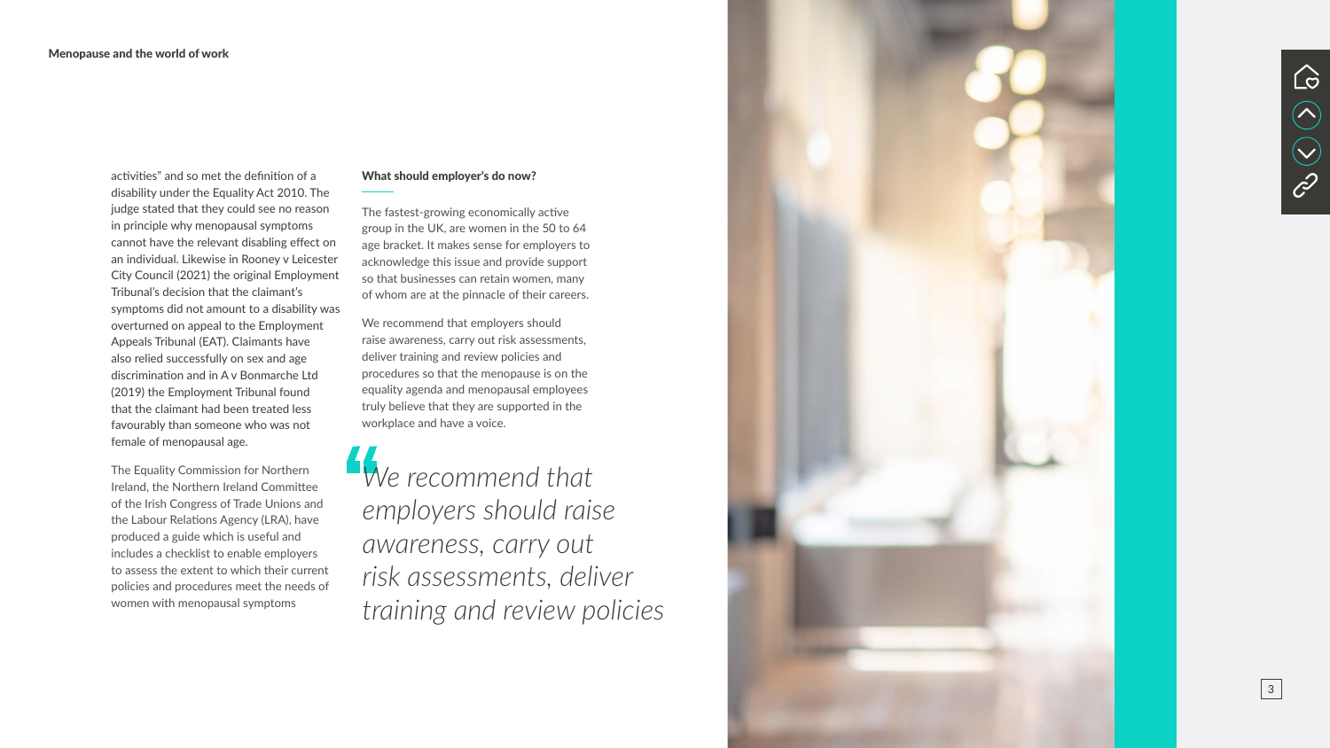activities" and so met the definition of a disability under the Equality Act 2010. The judge stated that they could see no reason in principle why menopausal symptoms cannot have the relevant disabling effect on an individual. Likewise in Rooney v Leicester City Council (2021) the original Employment Tribunal's decision that the claimant's symptoms did not amount to a disability was overturned on appeal to the Employment Appeals Tribunal (EAT). Claimants have also relied successfully on sex and age discrimination and in A v Bonmarche Ltd (2019) the Employment Tribunal found that the claimant had been treated less favourably than someone who was not female of menopausal age.

The Equality Commission for Northern Ireland, the Northern Ireland Committee of the Irish Congress of Trade Unions and the Labour Relations Agency (LRA), have produced a guide which is useful and includes a checklist to enable employers to assess the extent to which their current policies and procedures meet the needs of women with menopausal symptoms

### What should employer's do now?

The fastest-growing economically active group in the UK, are women in the 50 to 64 age bracket. It makes sense for employers to acknowledge this issue and provide support so that businesses can retain women, many of whom are at the pinnacle of their careers.

We recommend that employers should raise awareness, carry out risk assessments, deliver training and review policies and procedures so that the menopause is on the equality agenda and menopausal employees truly believe that they are supported in the workplace and have a voice.

> *"We recommend that employers should raise awareness, carry out risk assessments, deliver training and review policies*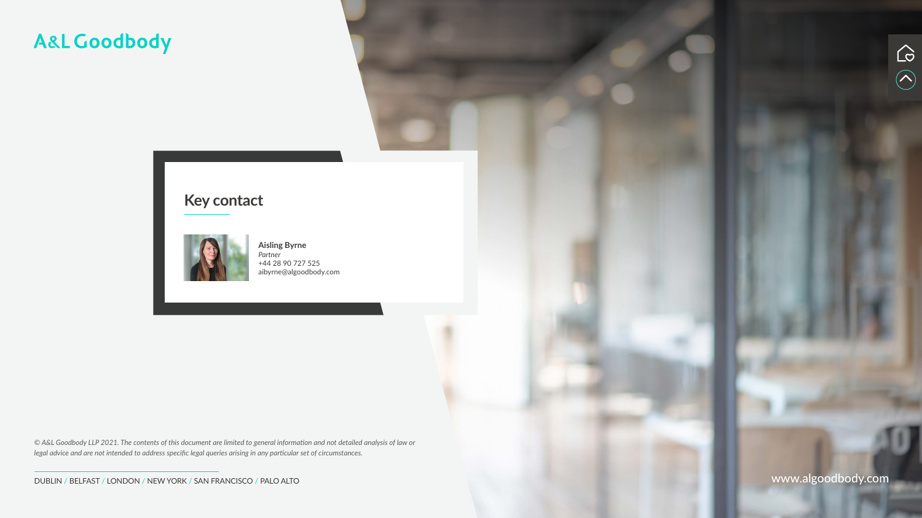A&L Goodbody

## Key contact

**Aisling Byrne**
*Partner*
+44 28 90 727 525
aibyrne@algoodbody.com

*© A&L Goodbody LLP 2021. The contents of this document are limited to general information and not detailed analysis of law or legal advice and are not intended to address specific legal queries arising in any particular set of circumstances.*

DUBLIN / BELFAST / LONDON / NEW YORK / SAN FRANCISCO / PALO ALTO

www.algoodbody.com